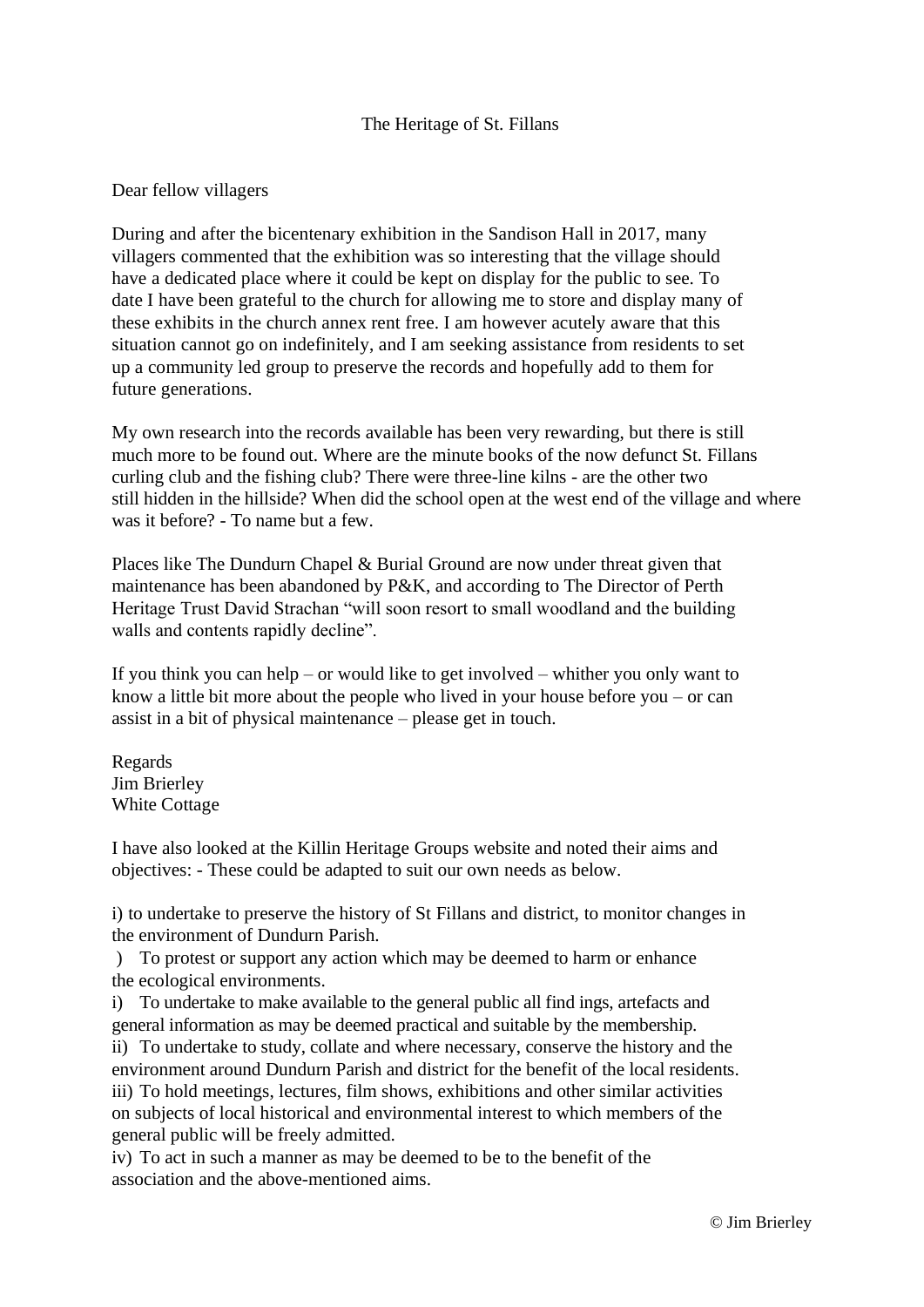# The Heritage of St. Fillans

Dear fellow villagers

During and after the bicentenary exhibition in the Sandison Hall in 2017, many villagers commented that the exhibition was so interesting that the village should have a dedicated place where it could be kept on display for the public to see. To date I have been grateful to the church for allowing me to store and display many of these exhibits in the church annex rent free. I am however acutely aware that this situation cannot go on indefinitely, and I am seeking assistance from residents to set up a community led group to preserve the records and hopefully add to them for future generations.

My own research into the records available has been very rewarding, but there is still much more to be found out. Where are the minute books of the now defunct St. Fillans curling club and the fishing club? There were three-line kilns - are the other two still hidden in the hillside? When did the school open at the west end of the village and where was it before? - To name but a few.

Places like The Dundurn Chapel & Burial Ground are now under threat given that maintenance has been abandoned by P&K, and according to The Director of Perth Heritage Trust David Strachan "will soon resort to small woodland and the building walls and contents rapidly decline".

If you think you can help – or would like to get involved – whither you only want to know a little bit more about the people who lived in your house before you – or can assist in a bit of physical maintenance – please get in touch.

Regards  
Jim Brierley  
White Cottage

I have also looked at the Killin Heritage Groups website and noted their aims and objectives: - These could be adapted to suit our own needs as below.

i) to undertake to preserve the history of St Fillans and district, to monitor changes in the environment of Dundurn Parish.  
) To protest or support any action which may be deemed to harm or enhance the ecological environments.  
i) To undertake to make available to the general public all find ings, artefacts and general information as may be deemed practical and suitable by the membership.  
ii) To undertake to study, collate and where necessary, conserve the history and the environment around Dundurn Parish and district for the benefit of the local residents.  
iii) To hold meetings, lectures, film shows, exhibitions and other similar activities on subjects of local historical and environmental interest to which members of the general public will be freely admitted.  
iv) To act in such a manner as may be deemed to be to the benefit of the association and the above-mentioned aims.

© Jim Brierley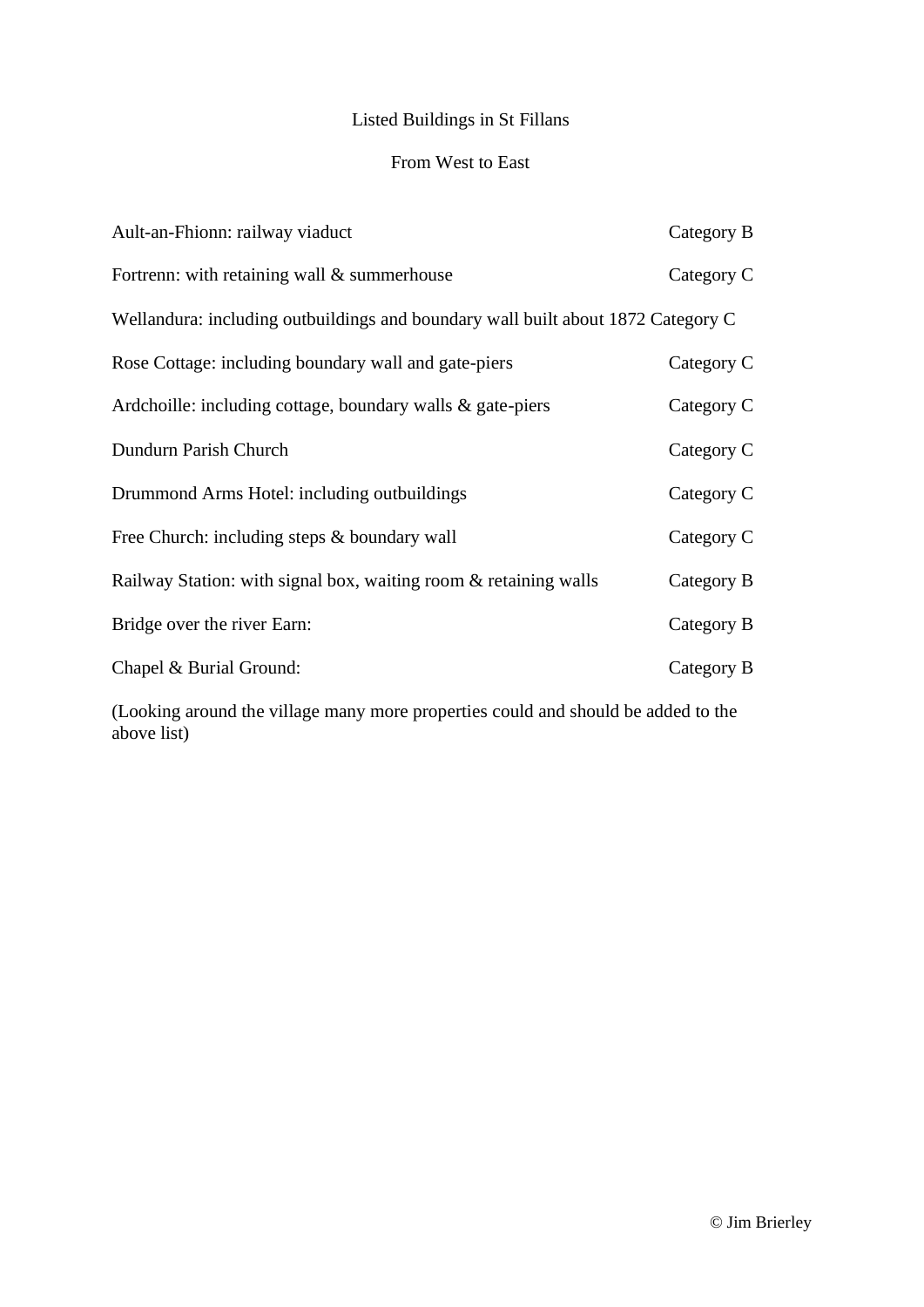Listed Buildings in St Fillans

From West to East

| | |
|---|---|
| Ault-an-Fhionn: railway viaduct | Category B |
| Fortrenn: with retaining wall & summerhouse | Category C |
| Wellandura: including outbuildings and boundary wall built about 1872 | Category C |
| Rose Cottage: including boundary wall and gate-piers | Category C |
| Ardchoille: including cottage, boundary walls & gate-piers | Category C |
| Dundurn Parish Church | Category C |
| Drummond Arms Hotel: including outbuildings | Category C |
| Free Church: including steps & boundary wall | Category C |
| Railway Station: with signal box, waiting room & retaining walls | Category B |
| Bridge over the river Earn: | Category B |
| Chapel & Burial Ground: | Category B |

(Looking around the village many more properties could and should be added to the above list)

© Jim Brierley